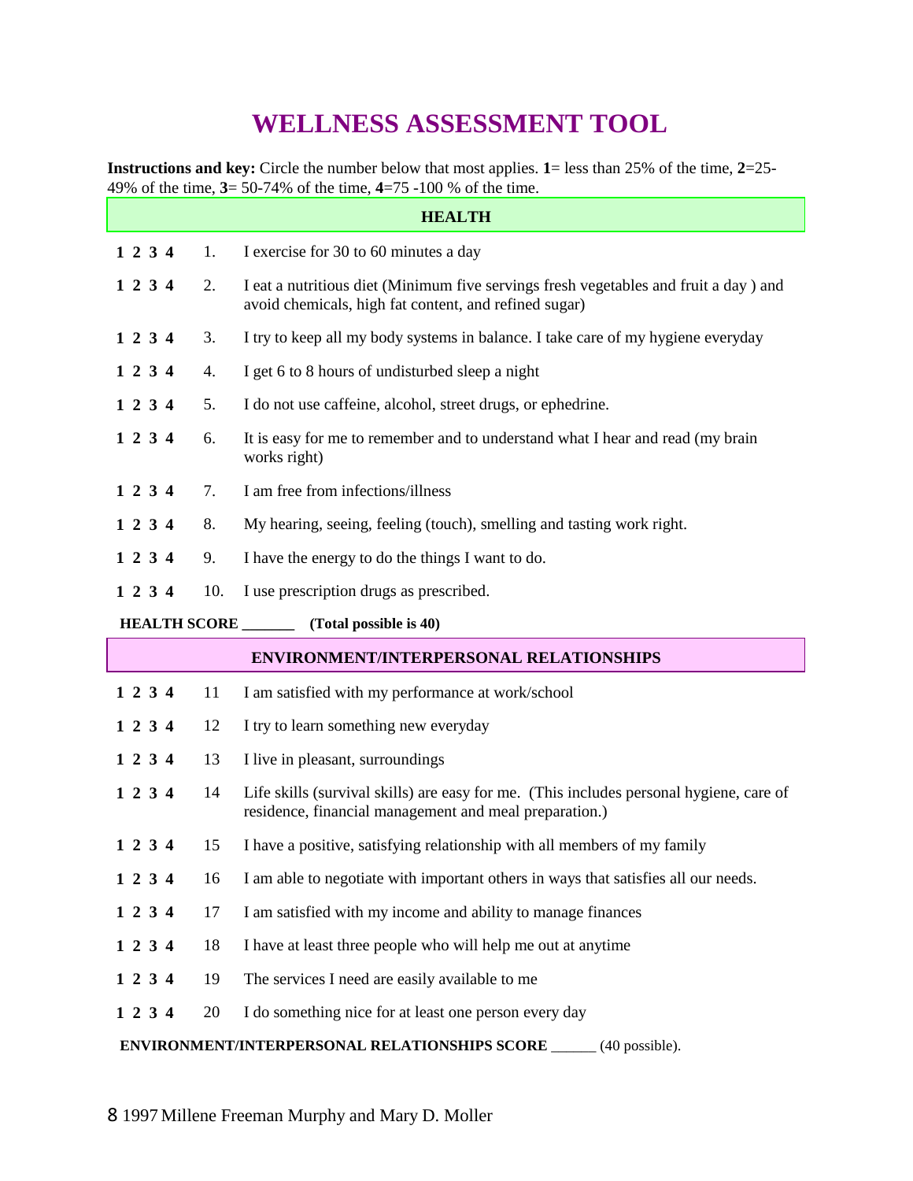# WELLNESS ASSESSMENT TOOL

**Instructions and key:** Circle the number below that most applies. **1**= less than 25% of the time, **2**=25-49% of the time, **3**= 50-74% of the time, **4**=75 -100 % of the time.

## HEALTH

**1 2 3 4** 1. I exercise for 30 to 60 minutes a day

**1 2 3 4** 2. I eat a nutritious diet (Minimum five servings fresh vegetables and fruit a day ) and avoid chemicals, high fat content, and refined sugar)

**1 2 3 4** 3. I try to keep all my body systems in balance. I take care of my hygiene everyday

**1 2 3 4** 4. I get 6 to 8 hours of undisturbed sleep a night

**1 2 3 4** 5. I do not use caffeine, alcohol, street drugs, or ephedrine.

**1 2 3 4** 6. It is easy for me to remember and to understand what I hear and read (my brain works right)

**1 2 3 4** 7. I am free from infections/illness

**1 2 3 4** 8. My hearing, seeing, feeling (touch), smelling and tasting work right.

**1 2 3 4** 9. I have the energy to do the things I want to do.

**1 2 3 4** 10. I use prescription drugs as prescribed.

**HEALTH SCORE _______ (Total possible is 40)**

## ENVIRONMENT/INTERPERSONAL RELATIONSHIPS

**1 2 3 4** 11 I am satisfied with my performance at work/school

**1 2 3 4** 12 I try to learn something new everyday

**1 2 3 4** 13 I live in pleasant, surroundings

**1 2 3 4** 14 Life skills (survival skills) are easy for me. (This includes personal hygiene, care of residence, financial management and meal preparation.)

**1 2 3 4** 15 I have a positive, satisfying relationship with all members of my family

**1 2 3 4** 16 I am able to negotiate with important others in ways that satisfies all our needs.

**1 2 3 4** 17 I am satisfied with my income and ability to manage finances

**1 2 3 4** 18 I have at least three people who will help me out at anytime

**1 2 3 4** 19 The services I need are easily available to me

**1 2 3 4** 20 I do something nice for at least one person every day

**ENVIRONMENT/INTERPERSONAL RELATIONSHIPS SCORE** ______ (40 possible).

8 1997 Millene Freeman Murphy and Mary D. Moller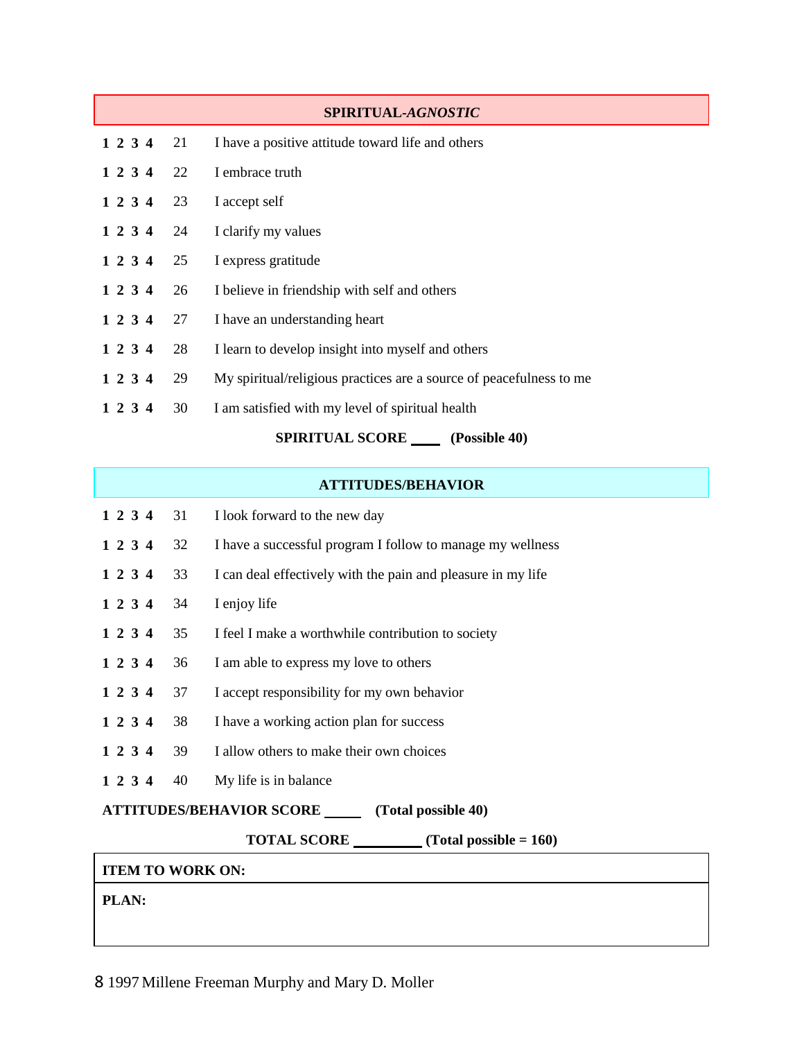## SPIRITUAL-*AGNOSTIC*

| | | |
|---|---|---|
| **1 2 3 4** | 21 | I have a positive attitude toward life and others |
| **1 2 3 4** | 22 | I embrace truth |
| **1 2 3 4** | 23 | I accept self |
| **1 2 3 4** | 24 | I clarify my values |
| **1 2 3 4** | 25 | I express gratitude |
| **1 2 3 4** | 26 | I believe in friendship with self and others |
| **1 2 3 4** | 27 | I have an understanding heart |
| **1 2 3 4** | 28 | I learn to develop insight into myself and others |
| **1 2 3 4** | 29 | My spiritual/religious practices are a source of peacefulness to me |
| **1 2 3 4** | 30 | I am satisfied with my level of spiritual health |

**SPIRITUAL SCORE ____ (Possible 40)**

## ATTITUDES/BEHAVIOR

| | | |
|---|---|---|
| **1 2 3 4** | 31 | I look forward to the new day |
| **1 2 3 4** | 32 | I have a successful program I follow to manage my wellness |
| **1 2 3 4** | 33 | I can deal effectively with the pain and pleasure in my life |
| **1 2 3 4** | 34 | I enjoy life |
| **1 2 3 4** | 35 | I feel I make a worthwhile contribution to society |
| **1 2 3 4** | 36 | I am able to express my love to others |
| **1 2 3 4** | 37 | I accept responsibility for my own behavior |
| **1 2 3 4** | 38 | I have a working action plan for success |
| **1 2 3 4** | 39 | I allow others to make their own choices |
| **1 2 3 4** | 40 | My life is in balance |

**ATTITUDES/BEHAVIOR SCORE _____ (Total possible 40)**

**TOTAL SCORE _________ (Total possible = 160)**

**ITEM TO WORK ON:**

**PLAN:**

8 1997 Millene Freeman Murphy and Mary D. Moller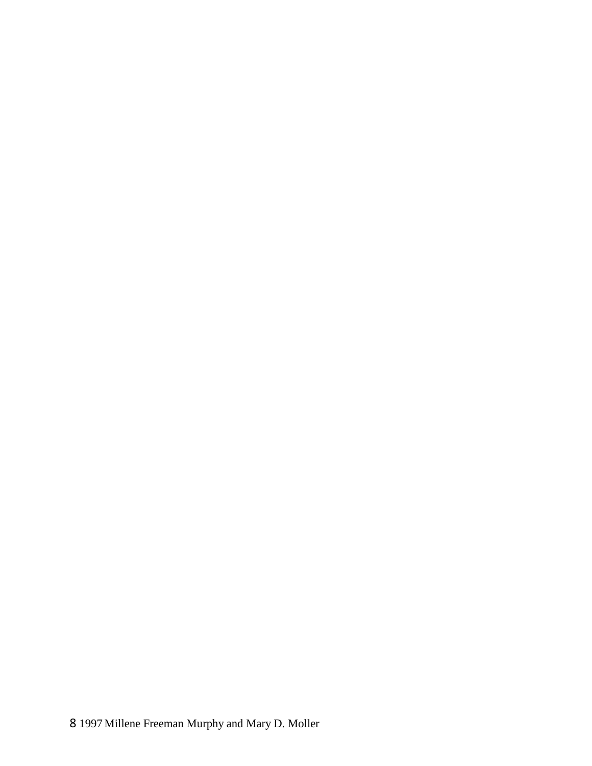8 1997 Millene Freeman Murphy and Mary D. Moller